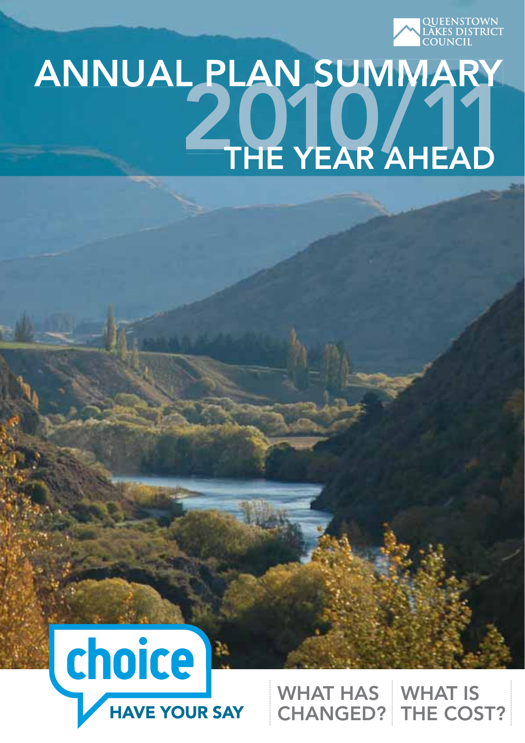QUEENSTOWN LAKES DISTRICT COUNCIL

# ANNUAL PLAN SUMMARY 2010/11

## THE YEAR AHEAD

choice

HAVE YOUR SAY

WHAT HAS CHANGED?

WHAT IS THE COST?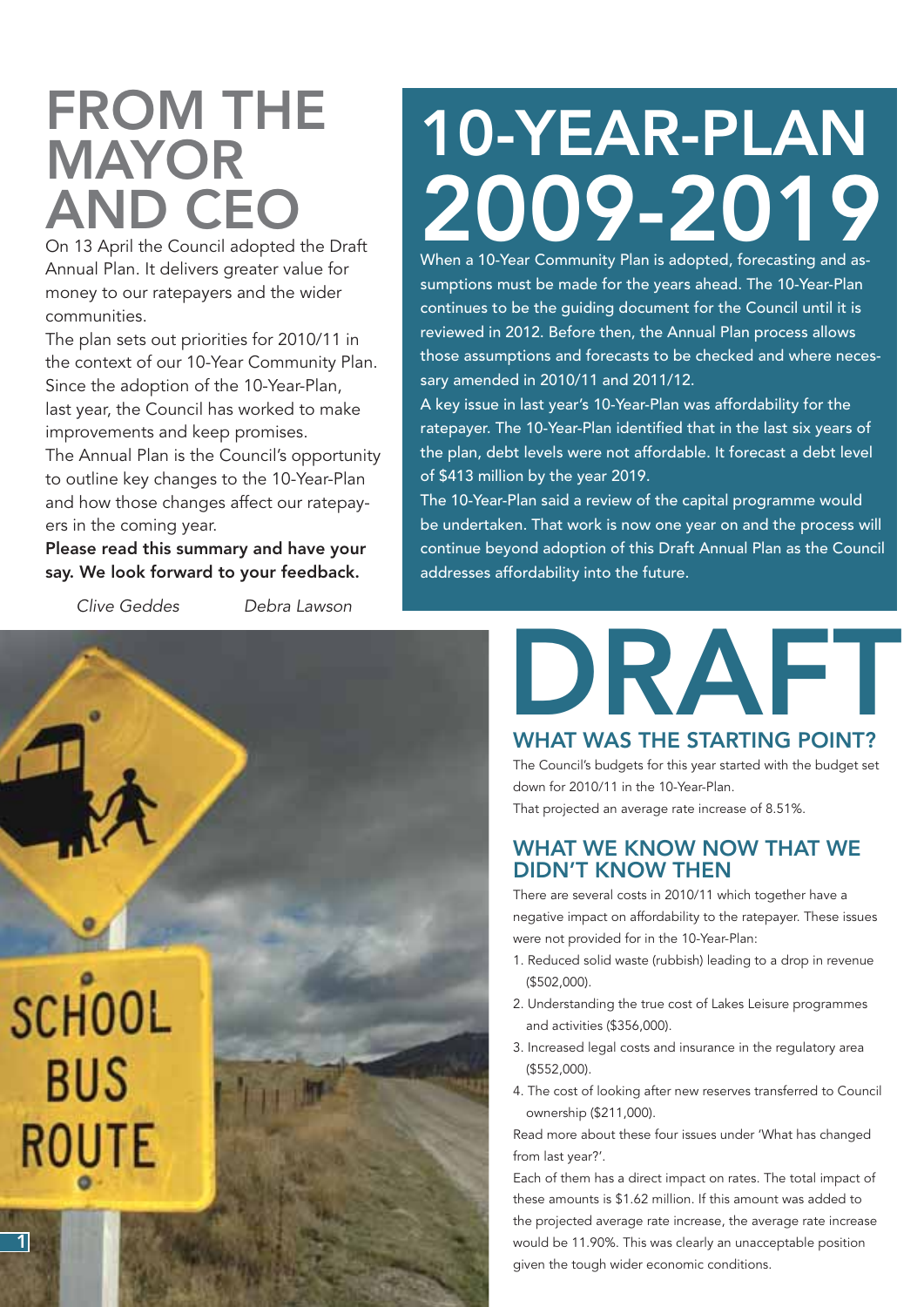# FROM THE MAYOR AND CEO

On 13 April the Council adopted the Draft Annual Plan. It delivers greater value for money to our ratepayers and the wider communities.

The plan sets out priorities for 2010/11 in the context of our 10-Year Community Plan. Since the adoption of the 10-Year-Plan, last year, the Council has worked to make improvements and keep promises.

The Annual Plan is the Council's opportunity to outline key changes to the 10-Year-Plan and how those changes affect our ratepayers in the coming year.

**Please read this summary and have your say. We look forward to your feedback.**

*Clive Geddes* *Debra Lawson*

# 10-YEAR-PLAN 2009-2019

When a 10-Year Community Plan is adopted, forecasting and assumptions must be made for the years ahead. The 10-Year-Plan continues to be the guiding document for the Council until it is reviewed in 2012. Before then, the Annual Plan process allows those assumptions and forecasts to be checked and where necessary amended in 2010/11 and 2011/12.

A key issue in last year's 10-Year-Plan was affordability for the ratepayer. The 10-Year-Plan identified that in the last six years of the plan, debt levels were not affordable. It forecast a debt level of $413 million by the year 2019.

The 10-Year-Plan said a review of the capital programme would be undertaken. That work is now one year on and the process will continue beyond adoption of this Draft Annual Plan as the Council addresses affordability into the future.

# DRAFT

## WHAT WAS THE STARTING POINT?

The Council's budgets for this year started with the budget set down for 2010/11 in the 10-Year-Plan.

That projected an average rate increase of 8.51%.

## WHAT WE KNOW NOW THAT WE DIDN'T KNOW THEN

There are several costs in 2010/11 which together have a negative impact on affordability to the ratepayer. These issues were not provided for in the 10-Year-Plan:

1. Reduced solid waste (rubbish) leading to a drop in revenue ($502,000).
2. Understanding the true cost of Lakes Leisure programmes and activities ($356,000).
3. Increased legal costs and insurance in the regulatory area ($552,000).
4. The cost of looking after new reserves transferred to Council ownership ($211,000).

Read more about these four issues under 'What has changed from last year?'.

Each of them has a direct impact on rates. The total impact of these amounts is $1.62 million. If this amount was added to the projected average rate increase, the average rate increase would be 11.90%. This was clearly an unacceptable position given the tough wider economic conditions.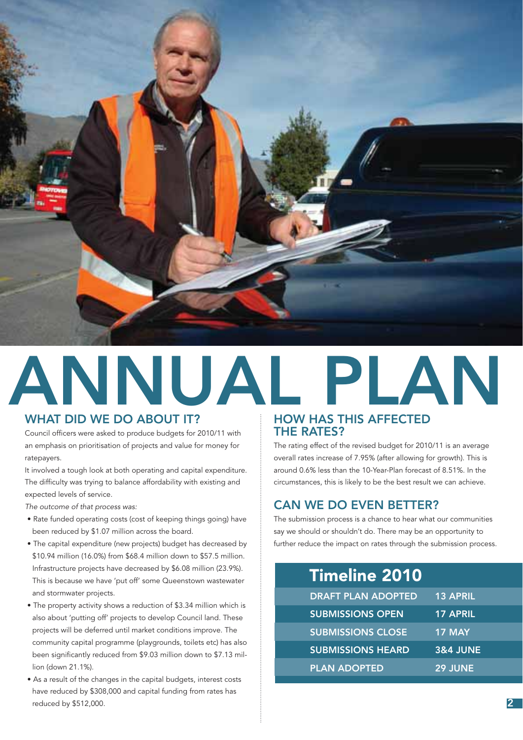# ANNUAL PLAN

## WHAT DID WE DO ABOUT IT?

Council officers were asked to produce budgets for 2010/11 with an emphasis on prioritisation of projects and value for money for ratepayers.

It involved a tough look at both operating and capital expenditure. The difficulty was trying to balance affordability with existing and expected levels of service.

*The outcome of that process was:*

- Rate funded operating costs (cost of keeping things going) have been reduced by $1.07 million across the board.
- The capital expenditure (new projects) budget has decreased by $10.94 million (16.0%) from $68.4 million down to $57.5 million. Infrastructure projects have decreased by $6.08 million (23.9%). This is because we have 'put off' some Queenstown wastewater and stormwater projects.
- The property activity shows a reduction of $3.34 million which is also about 'putting off' projects to develop Council land. These projects will be deferred until market conditions improve. The community capital programme (playgrounds, toilets etc) has also been significantly reduced from $9.03 million down to $7.13 million (down 21.1%).
- As a result of the changes in the capital budgets, interest costs have reduced by $308,000 and capital funding from rates has reduced by $512,000.

## HOW HAS THIS AFFECTED THE RATES?

The rating effect of the revised budget for 2010/11 is an average overall rates increase of 7.95% (after allowing for growth). This is around 0.6% less than the 10-Year-Plan forecast of 8.51%. In the circumstances, this is likely to be the best result we can achieve.

## CAN WE DO EVEN BETTER?

The submission process is a chance to hear what our communities say we should or shouldn't do. There may be an opportunity to further reduce the impact on rates through the submission process.

| Timeline 2010 | |
|---|---|
| DRAFT PLAN ADOPTED | 13 APRIL |
| SUBMISSIONS OPEN | 17 APRIL |
| SUBMISSIONS CLOSE | 17 MAY |
| SUBMISSIONS HEARD | 3&4 JUNE |
| PLAN ADOPTED | 29 JUNE |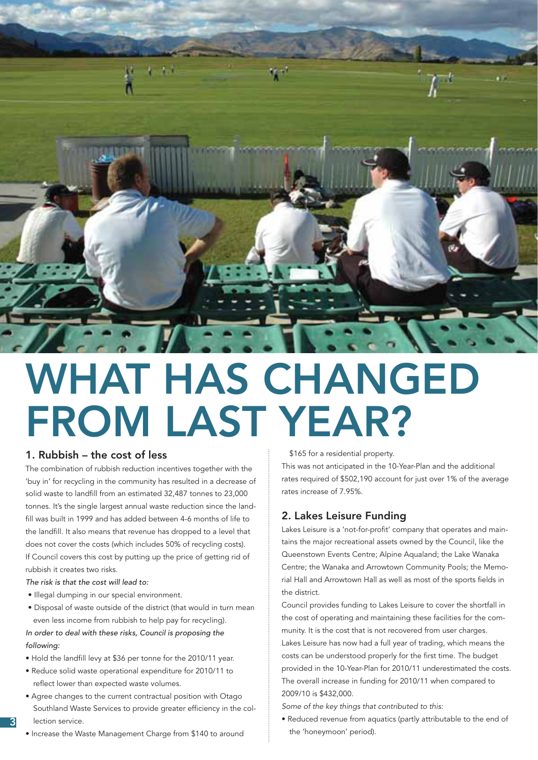# WHAT HAS CHANGED FROM LAST YEAR?

## 1. Rubbish – the cost of less

The combination of rubbish reduction incentives together with the 'buy in' for recycling in the community has resulted in a decrease of solid waste to landfill from an estimated 32,487 tonnes to 23,000 tonnes. It's the single largest annual waste reduction since the landfill was built in 1999 and has added between 4-6 months of life to the landfill. It also means that revenue has dropped to a level that does not cover the costs (which includes 50% of recycling costs). If Council covers this cost by putting up the price of getting rid of rubbish it creates two risks.

*The risk is that the cost will lead to:*

- Illegal dumping in our special environment.
- Disposal of waste outside of the district (that would in turn mean even less income from rubbish to help pay for recycling).

*In order to deal with these risks, Council is proposing the following:*

- Hold the landfill levy at $36 per tonne for the 2010/11 year.
- Reduce solid waste operational expenditure for 2010/11 to reflect lower than expected waste volumes.
- Agree changes to the current contractual position with Otago Southland Waste Services to provide greater efficiency in the collection service.
- Increase the Waste Management Charge from $140 to around $165 for a residential property.

This was not anticipated in the 10-Year-Plan and the additional rates required of $502,190 account for just over 1% of the average rates increase of 7.95%.

## 2. Lakes Leisure Funding

Lakes Leisure is a 'not-for-profit' company that operates and maintains the major recreational assets owned by the Council, like the Queenstown Events Centre; Alpine Aqualand; the Lake Wanaka Centre; the Wanaka and Arrowtown Community Pools; the Memorial Hall and Arrowtown Hall as well as most of the sports fields in the district.

Council provides funding to Lakes Leisure to cover the shortfall in the cost of operating and maintaining these facilities for the community. It is the cost that is not recovered from user charges. Lakes Leisure has now had a full year of trading, which means the costs can be understood properly for the first time. The budget provided in the 10-Year-Plan for 2010/11 underestimated the costs. The overall increase in funding for 2010/11 when compared to 2009/10 is $432,000.

*Some of the key things that contributed to this:*

- Reduced revenue from aquatics (partly attributable to the end of the 'honeymoon' period).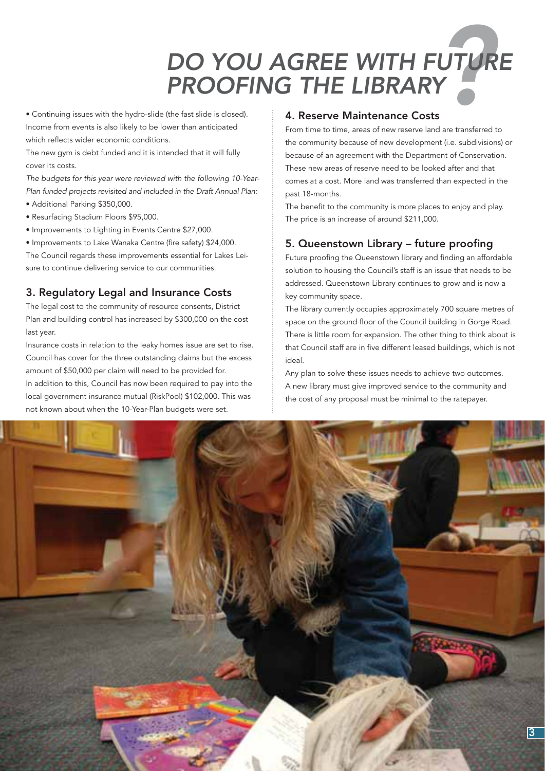# DO YOU AGREE WITH FUTURE PROOFING THE LIBRARY?

- Continuing issues with the hydro-slide (the fast slide is closed).

Income from events is also likely to be lower than anticipated which reflects wider economic conditions.

The new gym is debt funded and it is intended that it will fully cover its costs.

*The budgets for this year were reviewed with the following 10-Year-Plan funded projects revisited and included in the Draft Annual Plan:*

- Additional Parking $350,000.
- Resurfacing Stadium Floors $95,000.
- Improvements to Lighting in Events Centre $27,000.
- Improvements to Lake Wanaka Centre (fire safety) $24,000.

The Council regards these improvements essential for Lakes Leisure to continue delivering service to our communities.

## 3. Regulatory Legal and Insurance Costs

The legal cost to the community of resource consents, District Plan and building control has increased by $300,000 on the cost last year.

Insurance costs in relation to the leaky homes issue are set to rise. Council has cover for the three outstanding claims but the excess amount of $50,000 per claim will need to be provided for.

In addition to this, Council has now been required to pay into the local government insurance mutual (RiskPool) $102,000. This was not known about when the 10-Year-Plan budgets were set.

## 4. Reserve Maintenance Costs

From time to time, areas of new reserve land are transferred to the community because of new development (i.e. subdivisions) or because of an agreement with the Department of Conservation. These new areas of reserve need to be looked after and that comes at a cost. More land was transferred than expected in the past 18-months.

The benefit to the community is more places to enjoy and play. The price is an increase of around $211,000.

## 5. Queenstown Library – future proofing

Future proofing the Queenstown library and finding an affordable solution to housing the Council's staff is an issue that needs to be addressed. Queenstown Library continues to grow and is now a key community space.

The library currently occupies approximately 700 square metres of space on the ground floor of the Council building in Gorge Road. There is little room for expansion. The other thing to think about is that Council staff are in five different leased buildings, which is not ideal.

Any plan to solve these issues needs to achieve two outcomes. A new library must give improved service to the community and the cost of any proposal must be minimal to the ratepayer.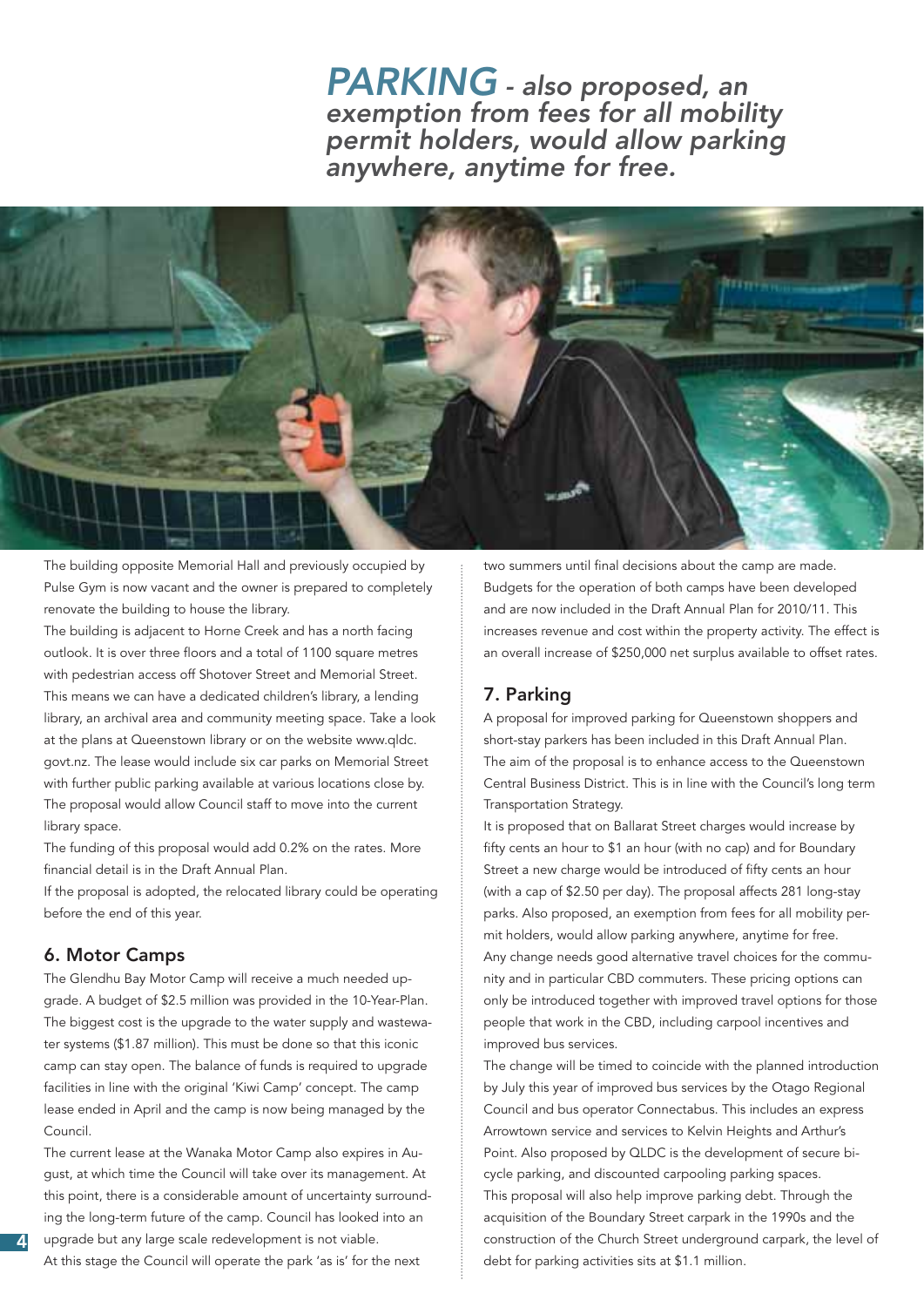*PARKING - also proposed, an exemption from fees for all mobility permit holders, would allow parking anywhere, anytime for free.*

The building opposite Memorial Hall and previously occupied by Pulse Gym is now vacant and the owner is prepared to completely renovate the building to house the library.

The building is adjacent to Horne Creek and has a north facing outlook. It is over three floors and a total of 1100 square metres with pedestrian access off Shotover Street and Memorial Street. This means we can have a dedicated children's library, a lending library, an archival area and community meeting space. Take a look at the plans at Queenstown library or on the website www.qldc.govt.nz. The lease would include six car parks on Memorial Street with further public parking available at various locations close by. The proposal would allow Council staff to move into the current library space.

The funding of this proposal would add 0.2% on the rates. More financial detail is in the Draft Annual Plan.

If the proposal is adopted, the relocated library could be operating before the end of this year.

## 6. Motor Camps

The Glendhu Bay Motor Camp will receive a much needed upgrade. A budget of $2.5 million was provided in the 10-Year-Plan. The biggest cost is the upgrade to the water supply and wastewater systems ($1.87 million). This must be done so that this iconic camp can stay open. The balance of funds is required to upgrade facilities in line with the original 'Kiwi Camp' concept. The camp lease ended in April and the camp is now being managed by the Council.

The current lease at the Wanaka Motor Camp also expires in August, at which time the Council will take over its management. At this point, there is a considerable amount of uncertainty surrounding the long-term future of the camp. Council has looked into an upgrade but any large scale redevelopment is not viable.

At this stage the Council will operate the park 'as is' for the next two summers until final decisions about the camp are made. Budgets for the operation of both camps have been developed and are now included in the Draft Annual Plan for 2010/11. This increases revenue and cost within the property activity. The effect is an overall increase of $250,000 net surplus available to offset rates.

## 7. Parking

A proposal for improved parking for Queenstown shoppers and short-stay parkers has been included in this Draft Annual Plan. The aim of the proposal is to enhance access to the Queenstown Central Business District. This is in line with the Council's long term Transportation Strategy.

It is proposed that on Ballarat Street charges would increase by fifty cents an hour to $1 an hour (with no cap) and for Boundary Street a new charge would be introduced of fifty cents an hour (with a cap of $2.50 per day). The proposal affects 281 long-stay parks. Also proposed, an exemption from fees for all mobility permit holders, would allow parking anywhere, anytime for free.

Any change needs good alternative travel choices for the community and in particular CBD commuters. These pricing options can only be introduced together with improved travel options for those people that work in the CBD, including carpool incentives and improved bus services.

The change will be timed to coincide with the planned introduction by July this year of improved bus services by the Otago Regional Council and bus operator Connectabus. This includes an express Arrowtown service and services to Kelvin Heights and Arthur's Point. Also proposed by QLDC is the development of secure bicycle parking, and discounted carpooling parking spaces.

This proposal will also help improve parking debt. Through the acquisition of the Boundary Street carpark in the 1990s and the construction of the Church Street underground carpark, the level of debt for parking activities sits at $1.1 million.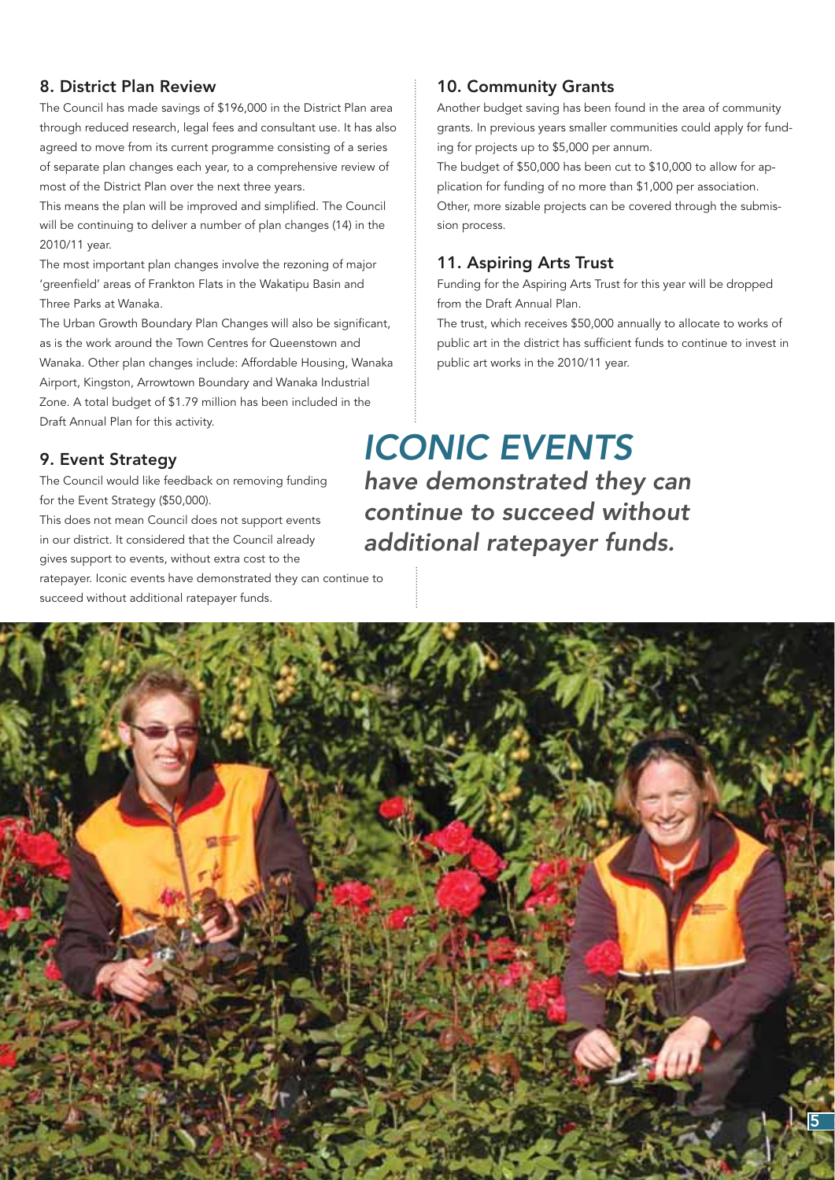## 8. District Plan Review

The Council has made savings of $196,000 in the District Plan area through reduced research, legal fees and consultant use. It has also agreed to move from its current programme consisting of a series of separate plan changes each year, to a comprehensive review of most of the District Plan over the next three years.

This means the plan will be improved and simplified. The Council will be continuing to deliver a number of plan changes (14) in the 2010/11 year.

The most important plan changes involve the rezoning of major 'greenfield' areas of Frankton Flats in the Wakatipu Basin and Three Parks at Wanaka.

The Urban Growth Boundary Plan Changes will also be significant, as is the work around the Town Centres for Queenstown and Wanaka. Other plan changes include: Affordable Housing, Wanaka Airport, Kingston, Arrowtown Boundary and Wanaka Industrial Zone. A total budget of $1.79 million has been included in the Draft Annual Plan for this activity.

## 9. Event Strategy

The Council would like feedback on removing funding for the Event Strategy ($50,000).

This does not mean Council does not support events in our district. It considered that the Council already gives support to events, without extra cost to the ratepayer. Iconic events have demonstrated they can continue to succeed without additional ratepayer funds.

## 10. Community Grants

Another budget saving has been found in the area of community grants. In previous years smaller communities could apply for funding for projects up to $5,000 per annum.

The budget of $50,000 has been cut to $10,000 to allow for application for funding of no more than $1,000 per association. Other, more sizable projects can be covered through the submission process.

## 11. Aspiring Arts Trust

Funding for the Aspiring Arts Trust for this year will be dropped from the Draft Annual Plan.

The trust, which receives $50,000 annually to allocate to works of public art in the district has sufficient funds to continue to invest in public art works in the 2010/11 year.

*ICONIC EVENTS* ***have demonstrated they can continue to succeed without additional ratepayer funds.***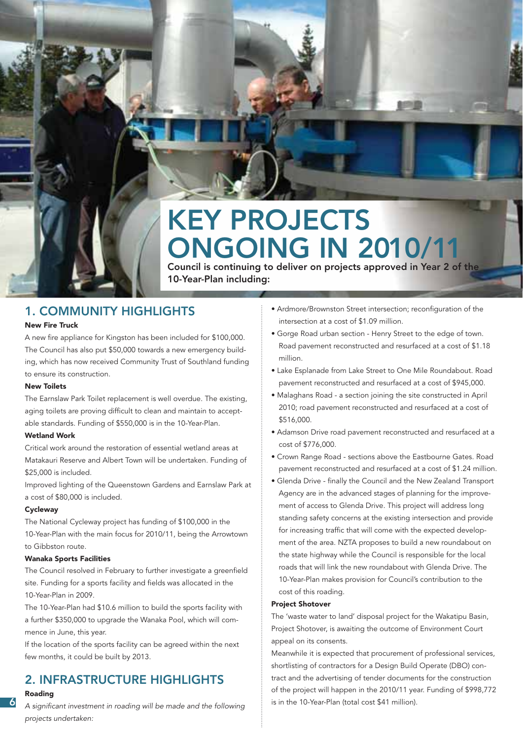# KEY PROJECTS ONGOING IN 2010/11

**Council is continuing to deliver on projects approved in Year 2 of the 10-Year-Plan including:**

## 1. COMMUNITY HIGHLIGHTS

**New Fire Truck**

A new fire appliance for Kingston has been included for $100,000. The Council has also put $50,000 towards a new emergency building, which has now received Community Trust of Southland funding to ensure its construction.

**New Toilets**

The Earnslaw Park Toilet replacement is well overdue. The existing, aging toilets are proving difficult to clean and maintain to acceptable standards. Funding of $550,000 is in the 10-Year-Plan.

**Wetland Work**

Critical work around the restoration of essential wetland areas at Matakauri Reserve and Albert Town will be undertaken. Funding of $25,000 is included.

Improved lighting of the Queenstown Gardens and Earnslaw Park at a cost of $80,000 is included.

**Cycleway**

The National Cycleway project has funding of $100,000 in the 10-Year-Plan with the main focus for 2010/11, being the Arrowtown to Gibbston route.

**Wanaka Sports Facilities**

The Council resolved in February to further investigate a greenfield site. Funding for a sports facility and fields was allocated in the 10-Year-Plan in 2009.

The 10-Year-Plan had $10.6 million to build the sports facility with a further $350,000 to upgrade the Wanaka Pool, which will commence in June, this year.

If the location of the sports facility can be agreed within the next few months, it could be built by 2013.

## 2. INFRASTRUCTURE HIGHLIGHTS

**Roading**

*A significant investment in roading will be made and the following projects undertaken:*

- Ardmore/Brownston Street intersection; reconfiguration of the intersection at a cost of $1.09 million.
- Gorge Road urban section - Henry Street to the edge of town. Road pavement reconstructed and resurfaced at a cost of $1.18 million.
- Lake Esplanade from Lake Street to One Mile Roundabout. Road pavement reconstructed and resurfaced at a cost of $945,000.
- Malaghans Road - a section joining the site constructed in April 2010; road pavement reconstructed and resurfaced at a cost of $516,000.
- Adamson Drive road pavement reconstructed and resurfaced at a cost of $776,000.
- Crown Range Road - sections above the Eastbourne Gates. Road pavement reconstructed and resurfaced at a cost of $1.24 million.
- Glenda Drive - finally the Council and the New Zealand Transport Agency are in the advanced stages of planning for the improvement of access to Glenda Drive. This project will address long standing safety concerns at the existing intersection and provide for increasing traffic that will come with the expected development of the area. NZTA proposes to build a new roundabout on the state highway while the Council is responsible for the local roads that will link the new roundabout with Glenda Drive. The 10-Year-Plan makes provision for Council's contribution to the cost of this roading.

**Project Shotover**

The 'waste water to land' disposal project for the Wakatipu Basin, Project Shotover, is awaiting the outcome of Environment Court appeal on its consents.

Meanwhile it is expected that procurement of professional services, shortlisting of contractors for a Design Build Operate (DBO) contract and the advertising of tender documents for the construction of the project will happen in the 2010/11 year. Funding of $998,772 is in the 10-Year-Plan (total cost $41 million).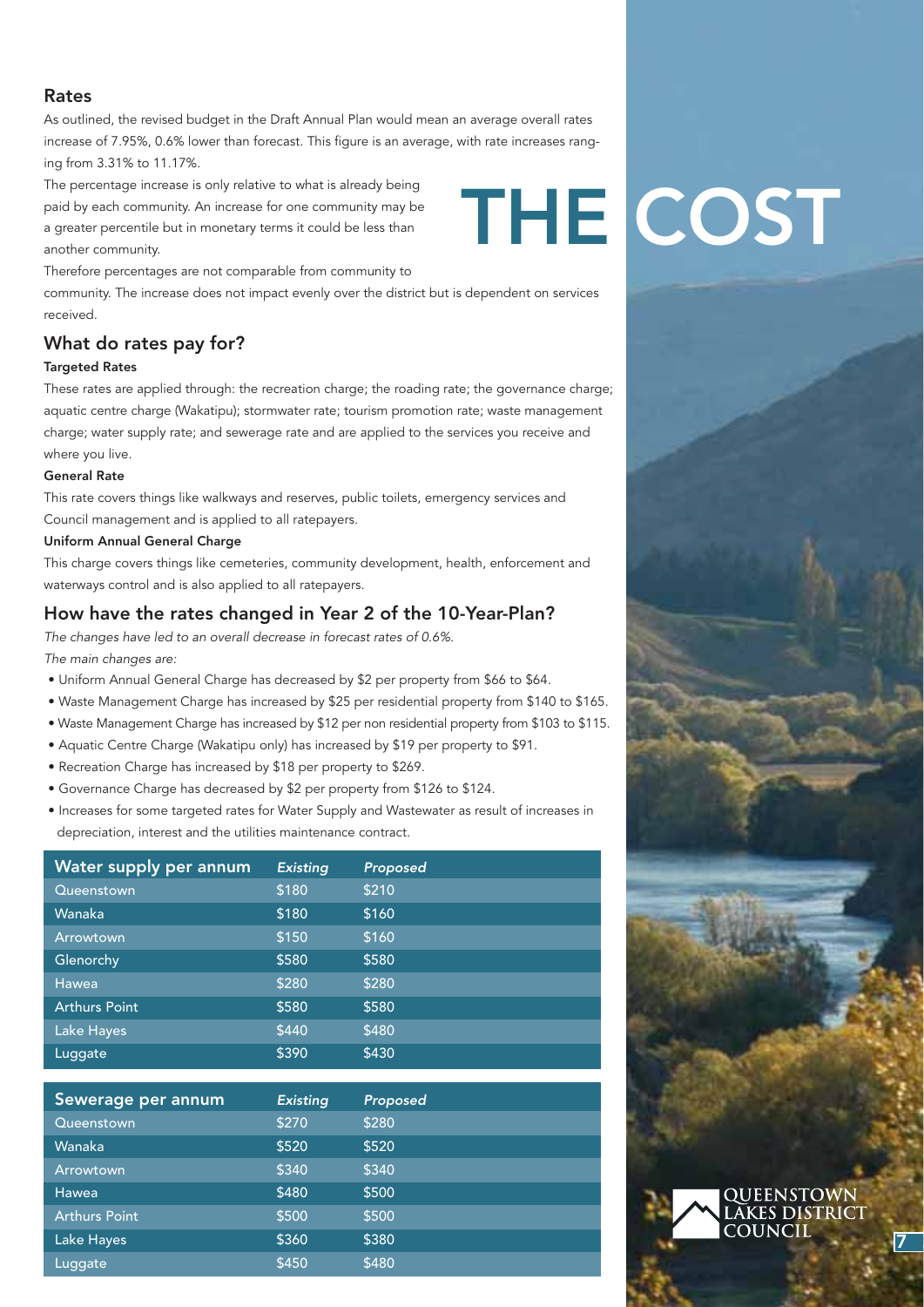# THE COST

## Rates

As outlined, the revised budget in the Draft Annual Plan would mean an average overall rates increase of 7.95%, 0.6% lower than forecast. This figure is an average, with rate increases ranging from 3.31% to 11.17%.

The percentage increase is only relative to what is already being paid by each community. An increase for one community may be a greater percentile but in monetary terms it could be less than another community.

Therefore percentages are not comparable from community to community. The increase does not impact evenly over the district but is dependent on services received.

## What do rates pay for?

#### Targeted Rates

These rates are applied through: the recreation charge; the roading rate; the governance charge; aquatic centre charge (Wakatipu); stormwater rate; tourism promotion rate; waste management charge; water supply rate; and sewerage rate and are applied to the services you receive and where you live.

#### General Rate

This rate covers things like walkways and reserves, public toilets, emergency services and Council management and is applied to all ratepayers.

#### Uniform Annual General Charge

This charge covers things like cemeteries, community development, health, enforcement and waterways control and is also applied to all ratepayers.

## How have the rates changed in Year 2 of the 10-Year-Plan?

*The changes have led to an overall decrease in forecast rates of 0.6%.*

*The main changes are:*

- Uniform Annual General Charge has decreased by $2 per property from $66 to $64.
- Waste Management Charge has increased by $25 per residential property from $140 to $165.
- Waste Management Charge has increased by $12 per non residential property from $103 to $115.
- Aquatic Centre Charge (Wakatipu only) has increased by $19 per property to $91.
- Recreation Charge has increased by $18 per property to $269.
- Governance Charge has decreased by $2 per property from $126 to $124.
- Increases for some targeted rates for Water Supply and Wastewater as result of increases in depreciation, interest and the utilities maintenance contract.

| Water supply per annum | *Existing* | *Proposed* |
|---|---|---|
| Queenstown | $180 | $210 |
| Wanaka | $180 | $160 |
| Arrowtown | $150 | $160 |
| Glenorchy | $580 | $580 |
| Hawea | $280 | $280 |
| Arthurs Point | $580 | $580 |
| Lake Hayes | $440 | $480 |
| Luggate | $390 | $430 |

| Sewerage per annum | *Existing* | *Proposed* |
|---|---|---|
| Queenstown | $270 | $280 |
| Wanaka | $520 | $520 |
| Arrowtown | $340 | $340 |
| Hawea | $480 | $500 |
| Arthurs Point | $500 | $500 |
| Lake Hayes | $360 | $380 |
| Luggate | $450 | $480 |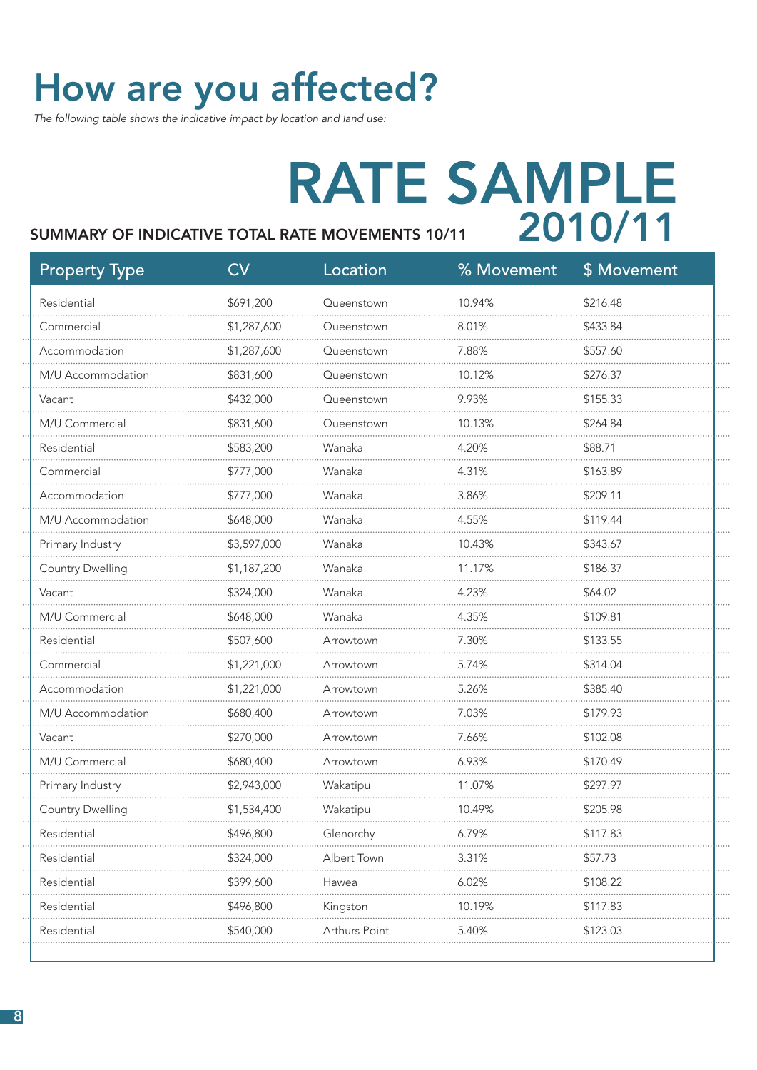# How are you affected?

*The following table shows the indicative impact by location and land use:*

# RATE SAMPLE 2010/11

## SUMMARY OF INDICATIVE TOTAL RATE MOVEMENTS 10/11

| Property Type | CV | Location | % Movement | $ Movement |
|---|---|---|---|---|
| Residential | $691,200 | Queenstown | 10.94% | $216.48 |
| Commercial | $1,287,600 | Queenstown | 8.01% | $433.84 |
| Accommodation | $1,287,600 | Queenstown | 7.88% | $557.60 |
| M/U Accommodation | $831,600 | Queenstown | 10.12% | $276.37 |
| Vacant | $432,000 | Queenstown | 9.93% | $155.33 |
| M/U Commercial | $831,600 | Queenstown | 10.13% | $264.84 |
| Residential | $583,200 | Wanaka | 4.20% | $88.71 |
| Commercial | $777,000 | Wanaka | 4.31% | $163.89 |
| Accommodation | $777,000 | Wanaka | 3.86% | $209.11 |
| M/U Accommodation | $648,000 | Wanaka | 4.55% | $119.44 |
| Primary Industry | $3,597,000 | Wanaka | 10.43% | $343.67 |
| Country Dwelling | $1,187,200 | Wanaka | 11.17% | $186.37 |
| Vacant | $324,000 | Wanaka | 4.23% | $64.02 |
| M/U Commercial | $648,000 | Wanaka | 4.35% | $109.81 |
| Residential | $507,600 | Arrowtown | 7.30% | $133.55 |
| Commercial | $1,221,000 | Arrowtown | 5.74% | $314.04 |
| Accommodation | $1,221,000 | Arrowtown | 5.26% | $385.40 |
| M/U Accommodation | $680,400 | Arrowtown | 7.03% | $179.93 |
| Vacant | $270,000 | Arrowtown | 7.66% | $102.08 |
| M/U Commercial | $680,400 | Arrowtown | 6.93% | $170.49 |
| Primary Industry | $2,943,000 | Wakatipu | 11.07% | $297.97 |
| Country Dwelling | $1,534,400 | Wakatipu | 10.49% | $205.98 |
| Residential | $496,800 | Glenorchy | 6.79% | $117.83 |
| Residential | $324,000 | Albert Town | 3.31% | $57.73 |
| Residential | $399,600 | Hawea | 6.02% | $108.22 |
| Residential | $496,800 | Kingston | 10.19% | $117.83 |
| Residential | $540,000 | Arthurs Point | 5.40% | $123.03 |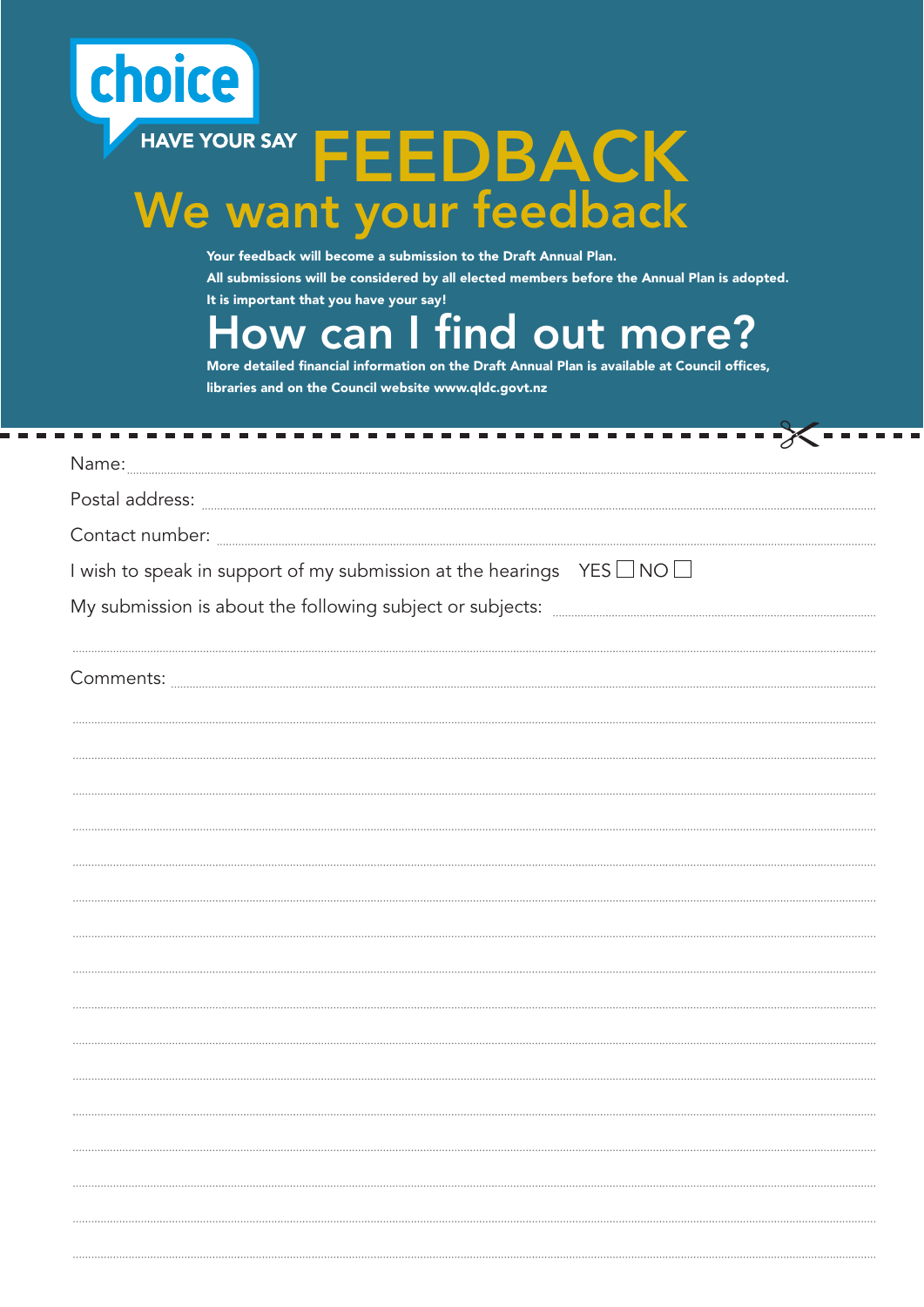choice

HAVE YOUR SAY

# FEEDBACK

## We want your feedback

**Your feedback will become a submission to the Draft Annual Plan.**

**All submissions will be considered by all elected members before the Annual Plan is adopted.**

**It is important that you have your say!**

## How can I find out more?

**More detailed financial information on the Draft Annual Plan is available at Council offices, libraries and on the Council website www.qldc.govt.nz**

Name: ..........................................................................................................

Postal address: ..........................................................................................................

Contact number: ..........................................................................................................

I wish to speak in support of my submission at the hearings YES ☐ NO ☐

My submission is about the following subject or subjects: ..........................................................................................................

..........................................................................................................

Comments: ..........................................................................................................

..........................................................................................................

..........................................................................................................

..........................................................................................................

..........................................................................................................

..........................................................................................................

..........................................................................................................

..........................................................................................................

..........................................................................................................

..........................................................................................................

..........................................................................................................

..........................................................................................................

..........................................................................................................

..........................................................................................................

..........................................................................................................

..........................................................................................................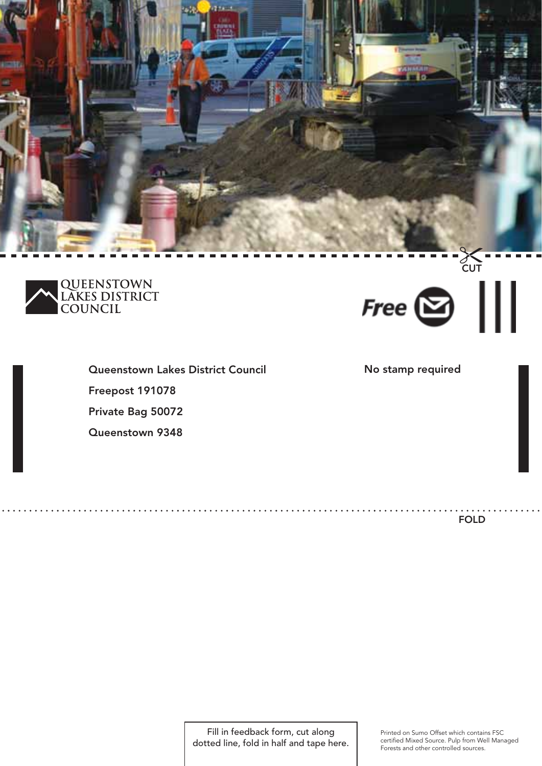CUT

QUEENSTOWN LAKES DISTRICT COUNCIL

Free

**Queenstown Lakes District Council**

**Freepost 191078**

**Private Bag 50072**

**Queenstown 9348**

**No stamp required**

FOLD

Fill in feedback form, cut along dotted line, fold in half and tape here.

Printed on Sumo Offset which contains FSC certified Mixed Source. Pulp from Well Managed Forests and other controlled sources.